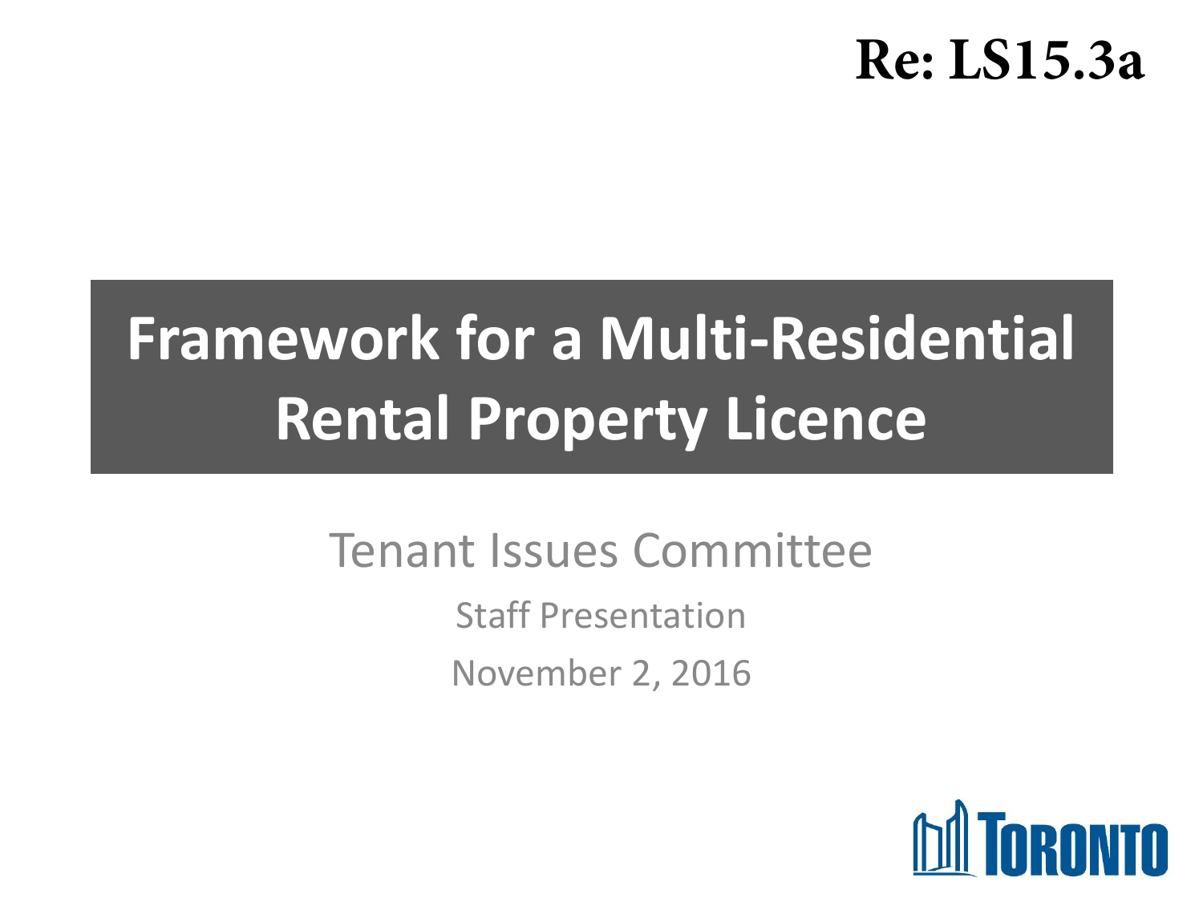Re: LS15.3a

# Framework for a Multi-Residential Rental Property Licence

Tenant Issues Committee

Staff Presentation

November 2, 2016

TORONTO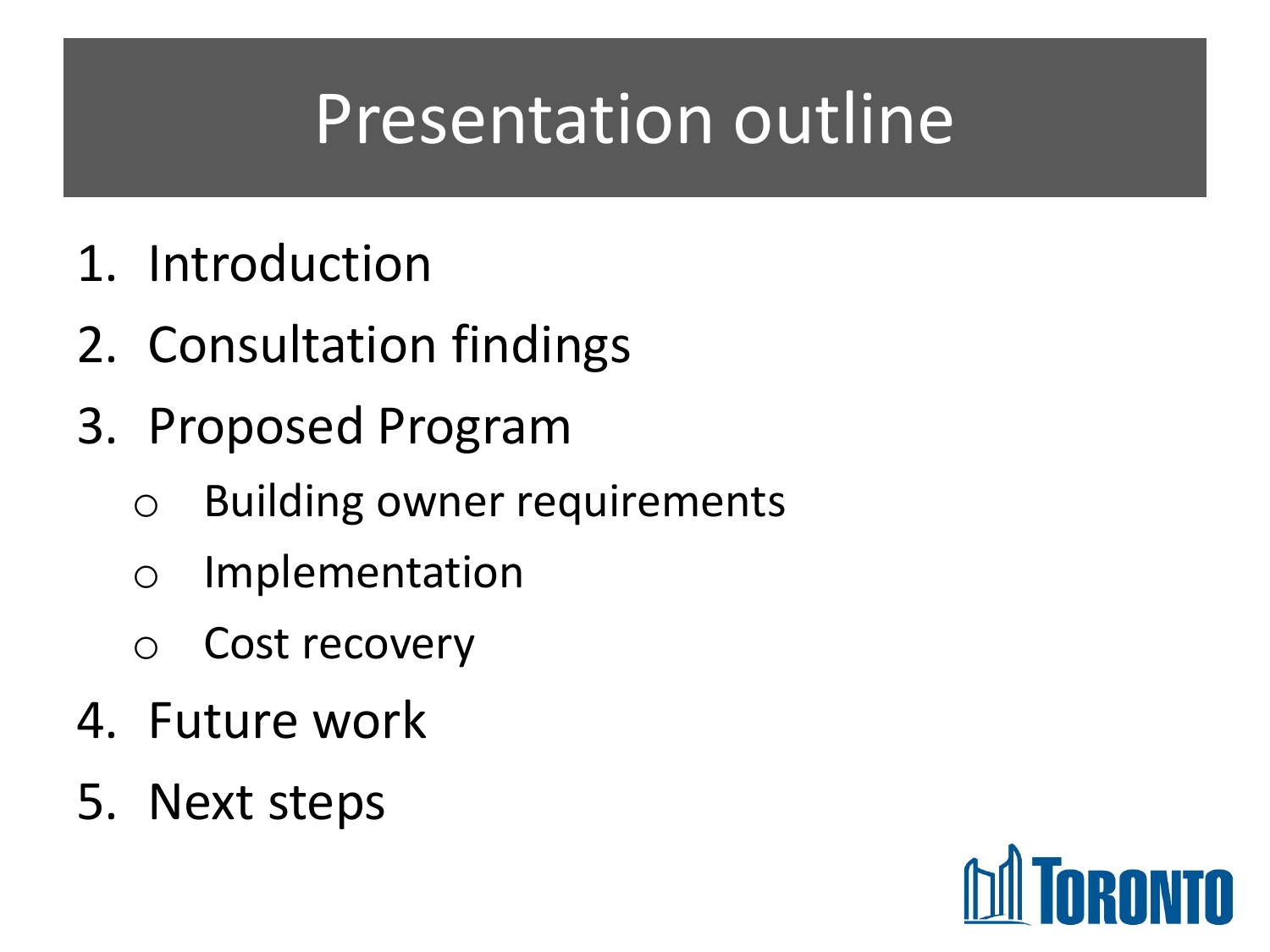# Presentation outline

1. Introduction
2. Consultation findings
3. Proposed Program
   - Building owner requirements
   - Implementation
   - Cost recovery
4. Future work
5. Next steps

TORONTO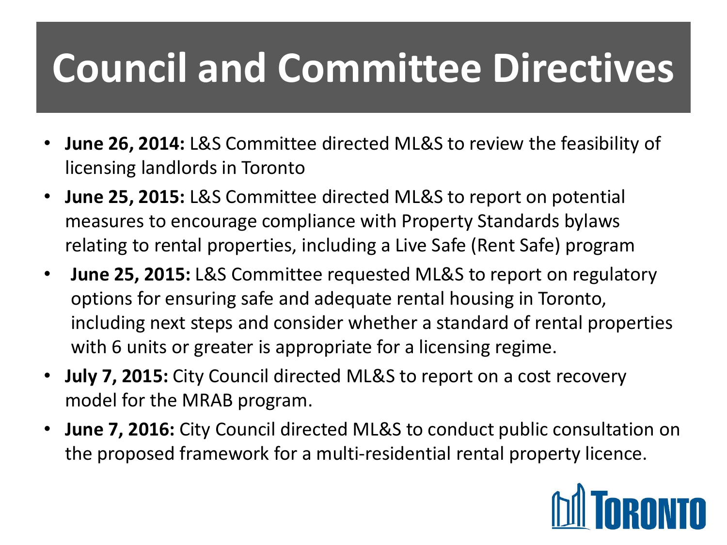# Council and Committee Directives

- **June 26, 2014:** L&S Committee directed ML&S to review the feasibility of licensing landlords in Toronto
- **June 25, 2015:** L&S Committee directed ML&S to report on potential measures to encourage compliance with Property Standards bylaws relating to rental properties, including a Live Safe (Rent Safe) program
- **June 25, 2015:** L&S Committee requested ML&S to report on regulatory options for ensuring safe and adequate rental housing in Toronto, including next steps and consider whether a standard of rental properties with 6 units or greater is appropriate for a licensing regime.
- **July 7, 2015:** City Council directed ML&S to report on a cost recovery model for the MRAB program.
- **June 7, 2016:** City Council directed ML&S to conduct public consultation on the proposed framework for a multi-residential rental property licence.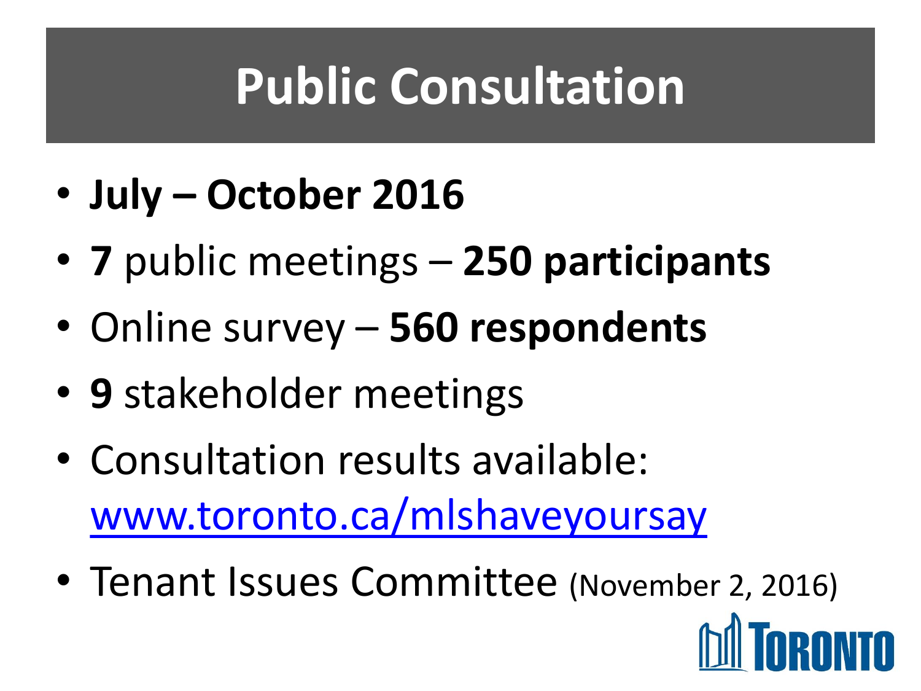# Public Consultation

- **July – October 2016**
- **7** public meetings – **250 participants**
- Online survey – **560 respondents**
- **9** stakeholder meetings
- Consultation results available: [www.toronto.ca/mlshaveyoursay](www.toronto.ca/mlshaveyoursay)
- Tenant Issues Committee (November 2, 2016)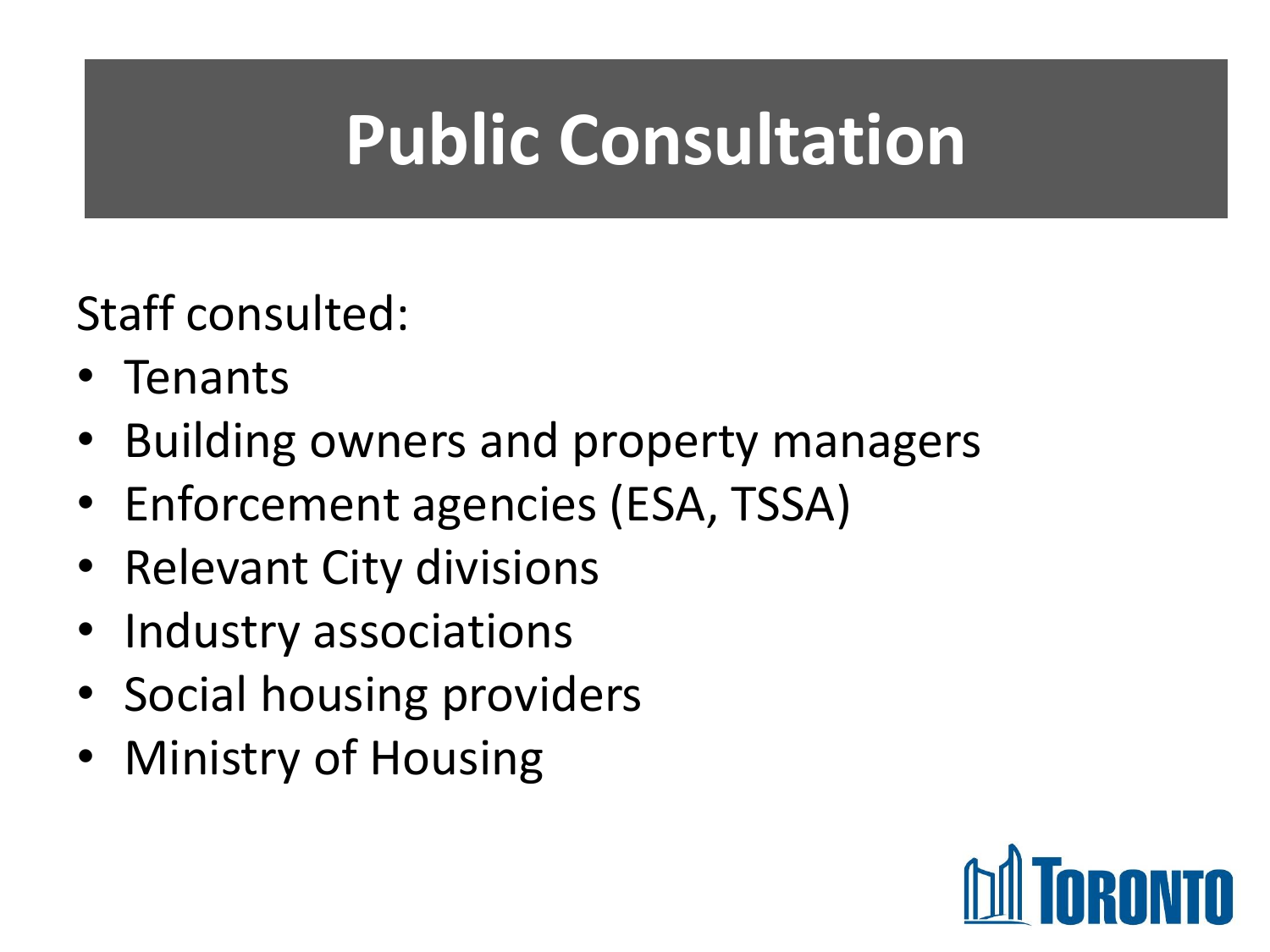# Public Consultation

Staff consulted:

- Tenants
- Building owners and property managers
- Enforcement agencies (ESA, TSSA)
- Relevant City divisions
- Industry associations
- Social housing providers
- Ministry of Housing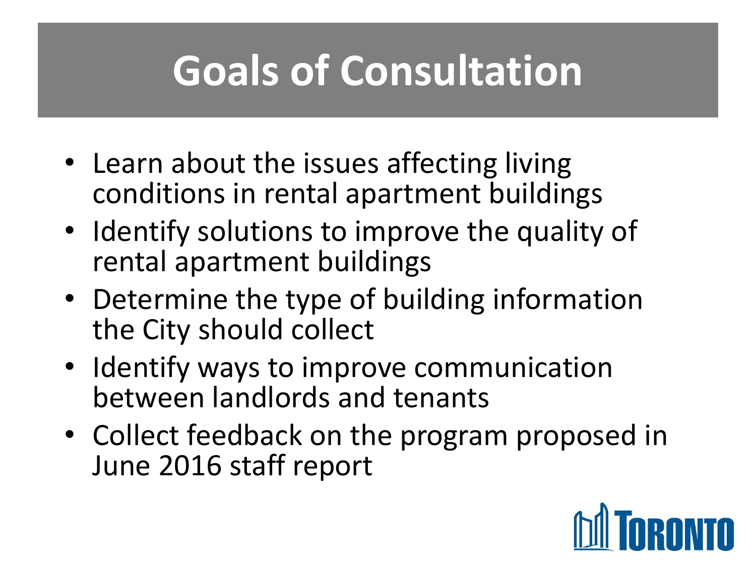# Goals of Consultation

- Learn about the issues affecting living conditions in rental apartment buildings
- Identify solutions to improve the quality of rental apartment buildings
- Determine the type of building information the City should collect
- Identify ways to improve communication between landlords and tenants
- Collect feedback on the program proposed in June 2016 staff report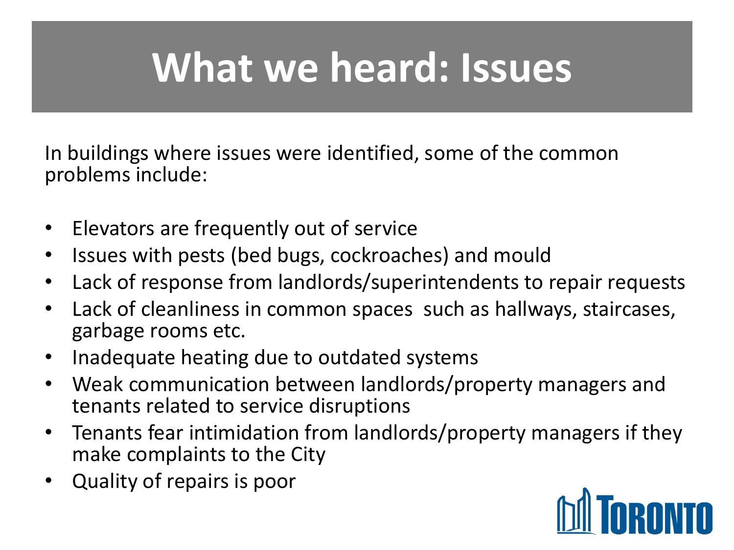# What we heard: Issues

In buildings where issues were identified, some of the common problems include:

- Elevators are frequently out of service
- Issues with pests (bed bugs, cockroaches) and mould
- Lack of response from landlords/superintendents to repair requests
- Lack of cleanliness in common spaces such as hallways, staircases, garbage rooms etc.
- Inadequate heating due to outdated systems
- Weak communication between landlords/property managers and tenants related to service disruptions
- Tenants fear intimidation from landlords/property managers if they make complaints to the City
- Quality of repairs is poor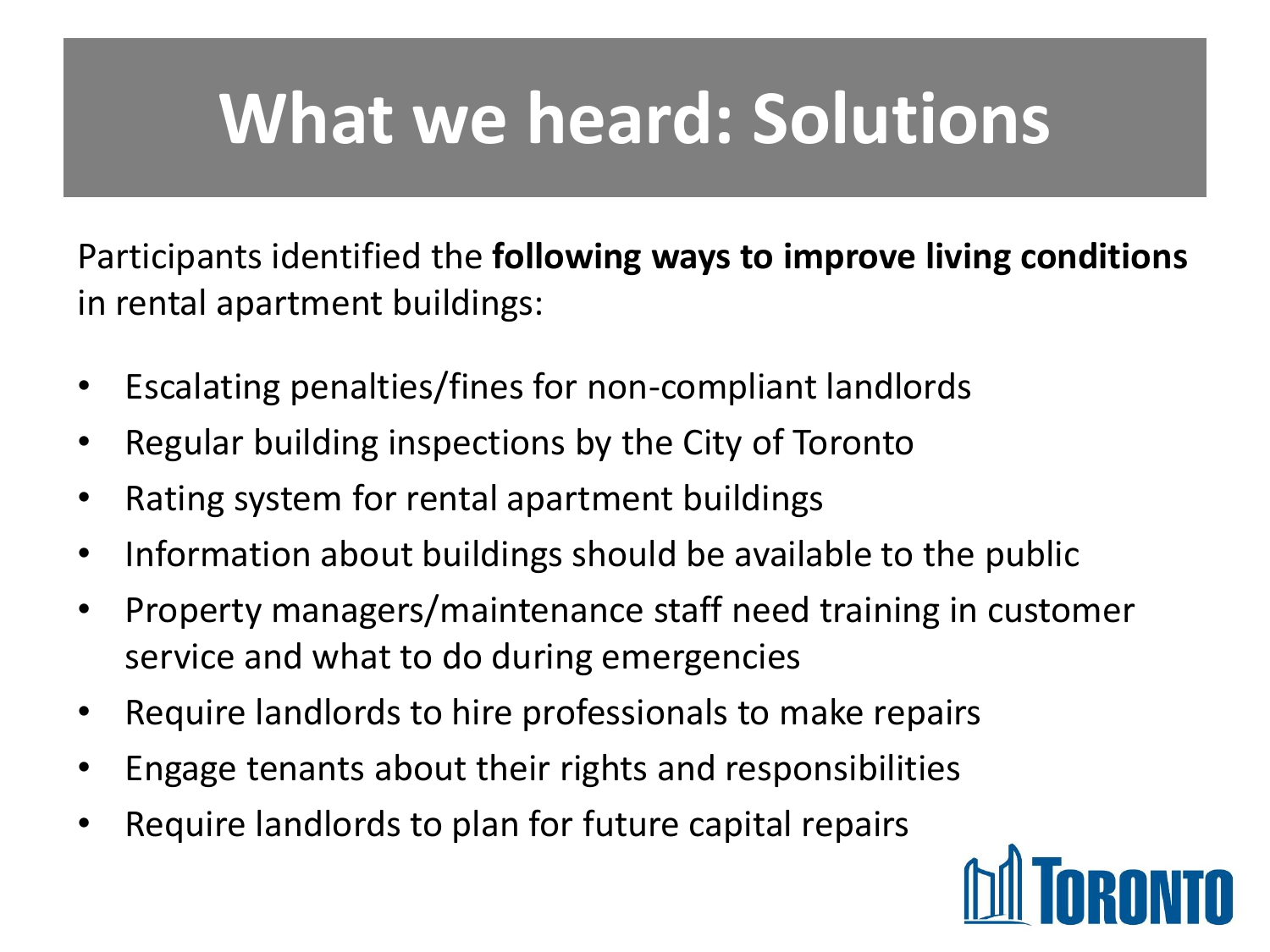# What we heard: Solutions

Participants identified the **following ways to improve living conditions** in rental apartment buildings:

- Escalating penalties/fines for non-compliant landlords
- Regular building inspections by the City of Toronto
- Rating system for rental apartment buildings
- Information about buildings should be available to the public
- Property managers/maintenance staff need training in customer service and what to do during emergencies
- Require landlords to hire professionals to make repairs
- Engage tenants about their rights and responsibilities
- Require landlords to plan for future capital repairs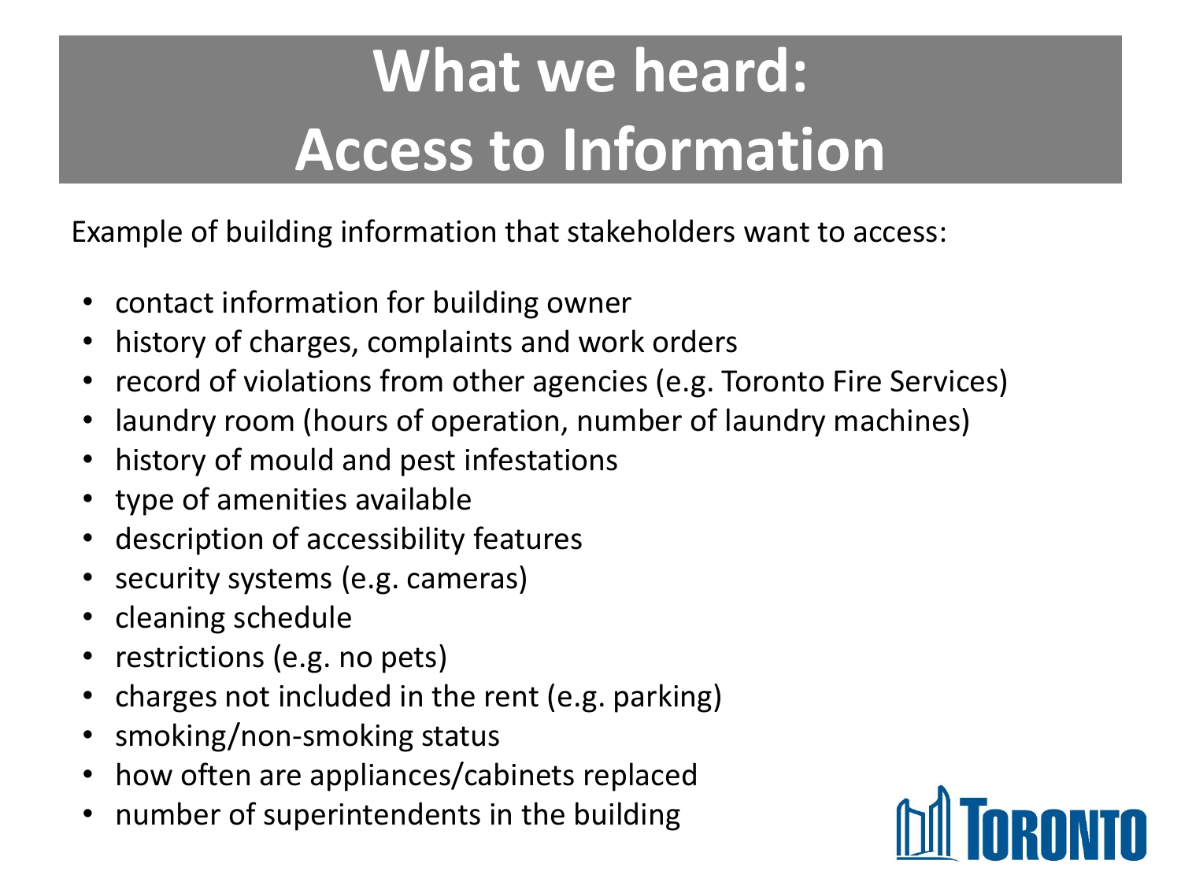# What we heard: Access to Information

Example of building information that stakeholders want to access:

- contact information for building owner
- history of charges, complaints and work orders
- record of violations from other agencies (e.g. Toronto Fire Services)
- laundry room (hours of operation, number of laundry machines)
- history of mould and pest infestations
- type of amenities available
- description of accessibility features
- security systems (e.g. cameras)
- cleaning schedule
- restrictions (e.g. no pets)
- charges not included in the rent (e.g. parking)
- smoking/non-smoking status
- how often are appliances/cabinets replaced
- number of superintendents in the building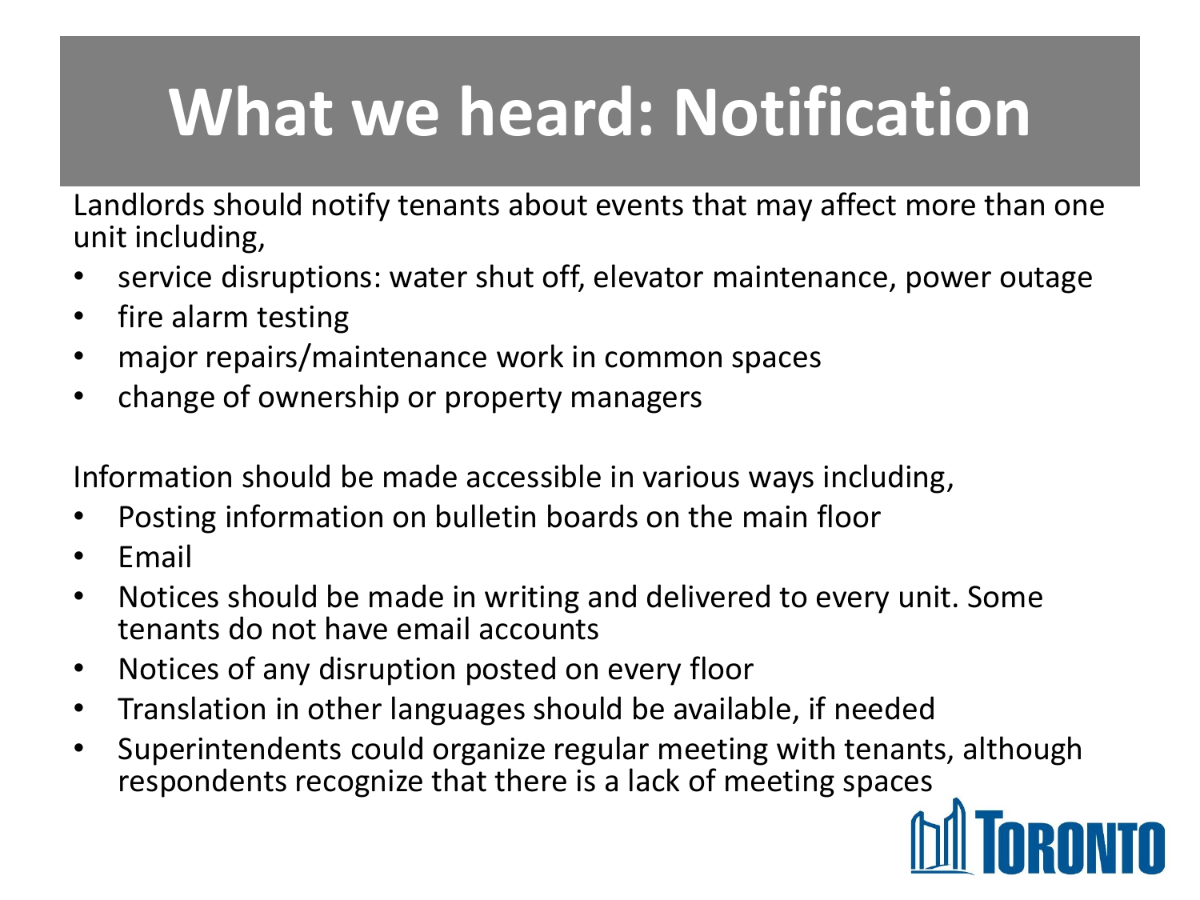# What we heard: Notification

Landlords should notify tenants about events that may affect more than one unit including,

- service disruptions: water shut off, elevator maintenance, power outage
- fire alarm testing
- major repairs/maintenance work in common spaces
- change of ownership or property managers

Information should be made accessible in various ways including,

- Posting information on bulletin boards on the main floor
- Email
- Notices should be made in writing and delivered to every unit. Some tenants do not have email accounts
- Notices of any disruption posted on every floor
- Translation in other languages should be available, if needed
- Superintendents could organize regular meeting with tenants, although respondents recognize that there is a lack of meeting spaces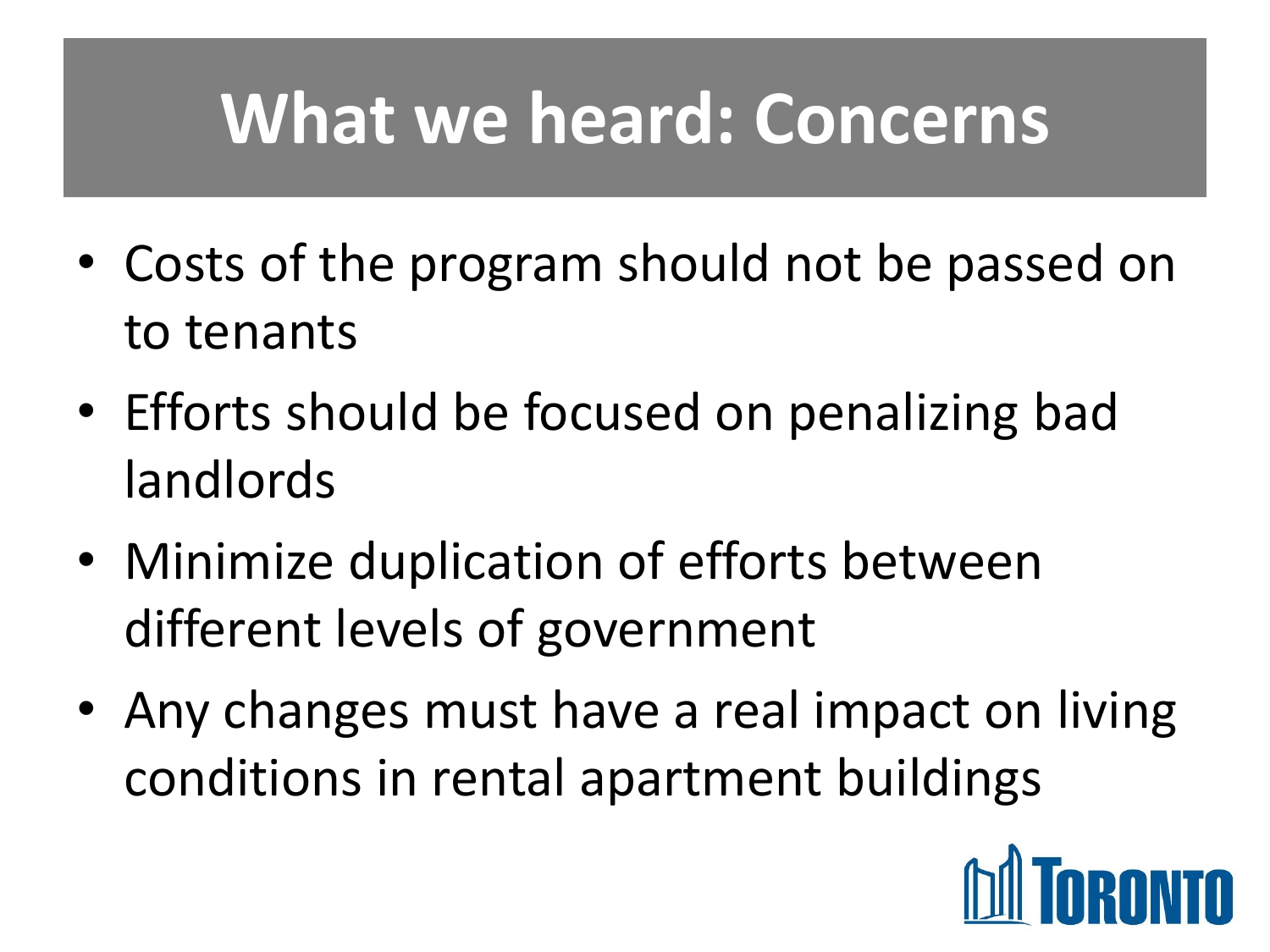# What we heard: Concerns

- Costs of the program should not be passed on to tenants
- Efforts should be focused on penalizing bad landlords
- Minimize duplication of efforts between different levels of government
- Any changes must have a real impact on living conditions in rental apartment buildings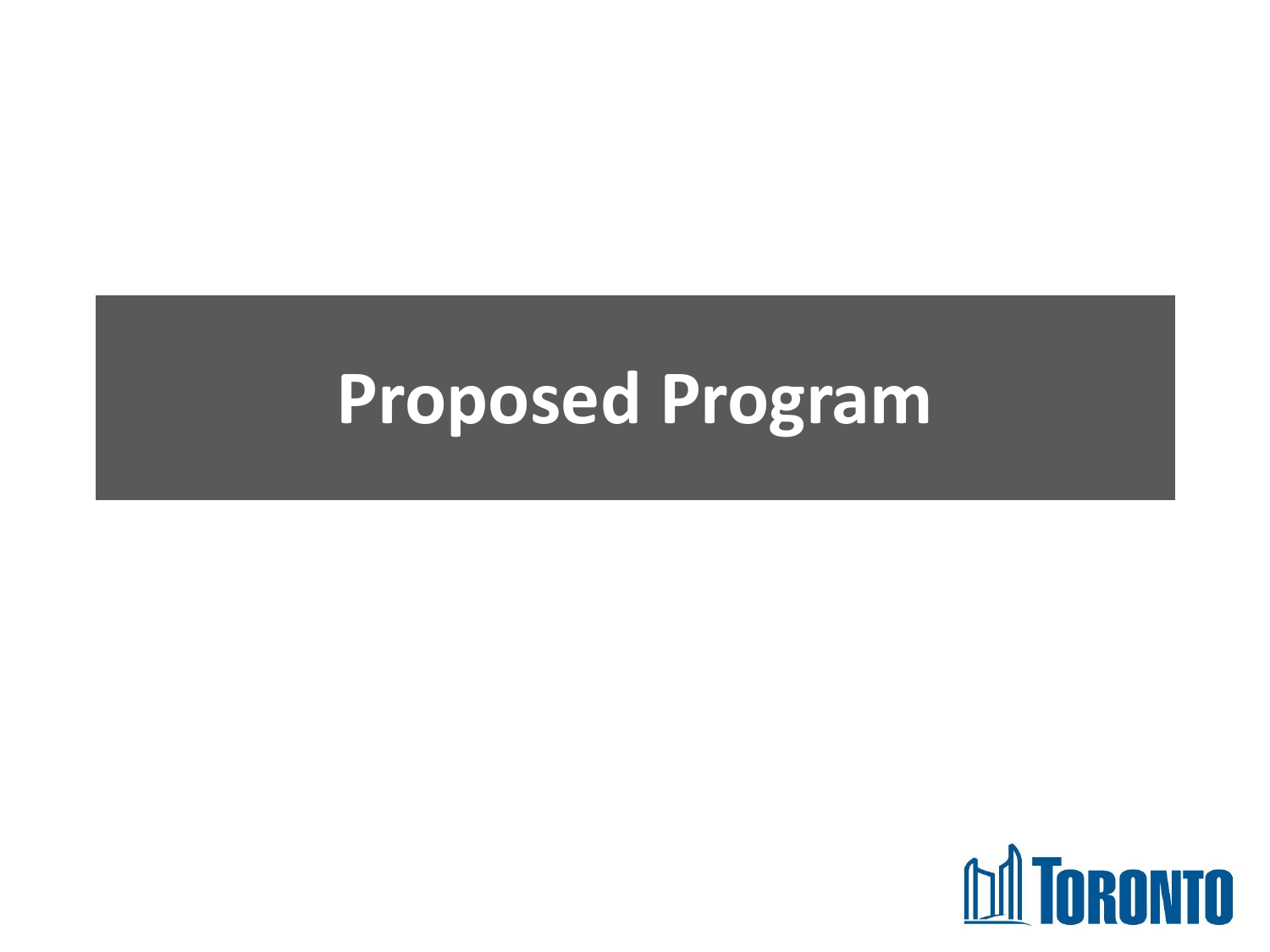# Proposed Program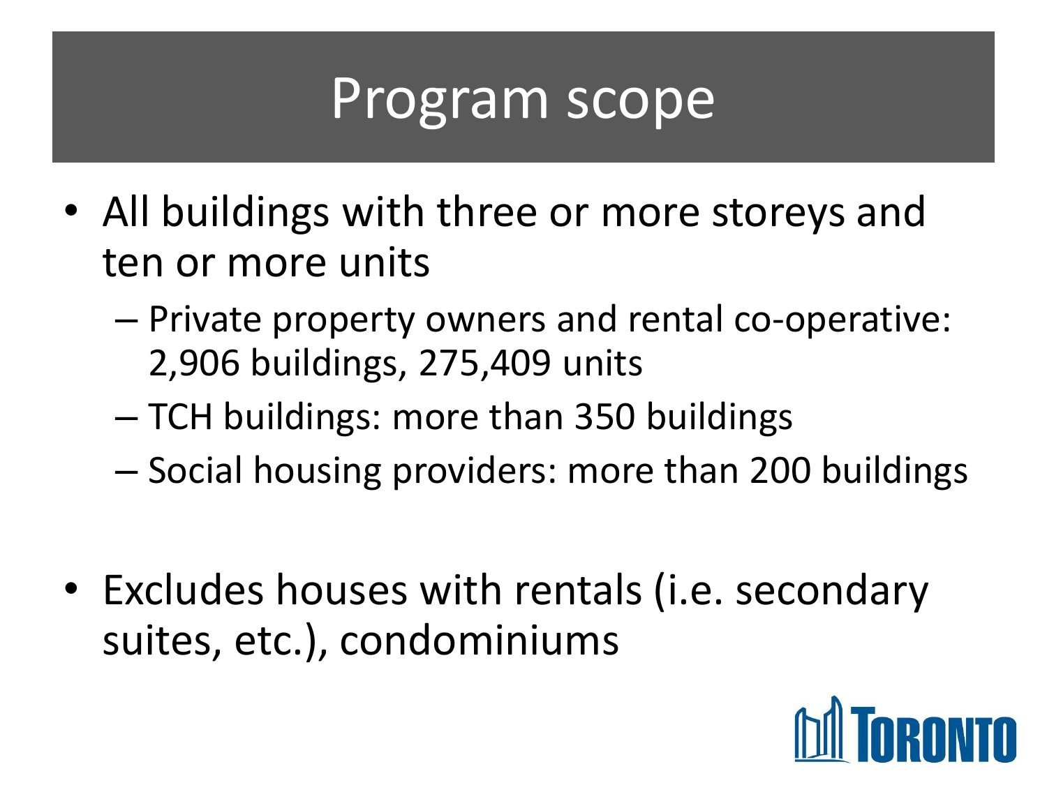# Program scope

- All buildings with three or more storeys and ten or more units
  - Private property owners and rental co-operative: 2,906 buildings, 275,409 units
  - TCH buildings: more than 350 buildings
  - Social housing providers: more than 200 buildings

- Excludes houses with rentals (i.e. secondary suites, etc.), condominiums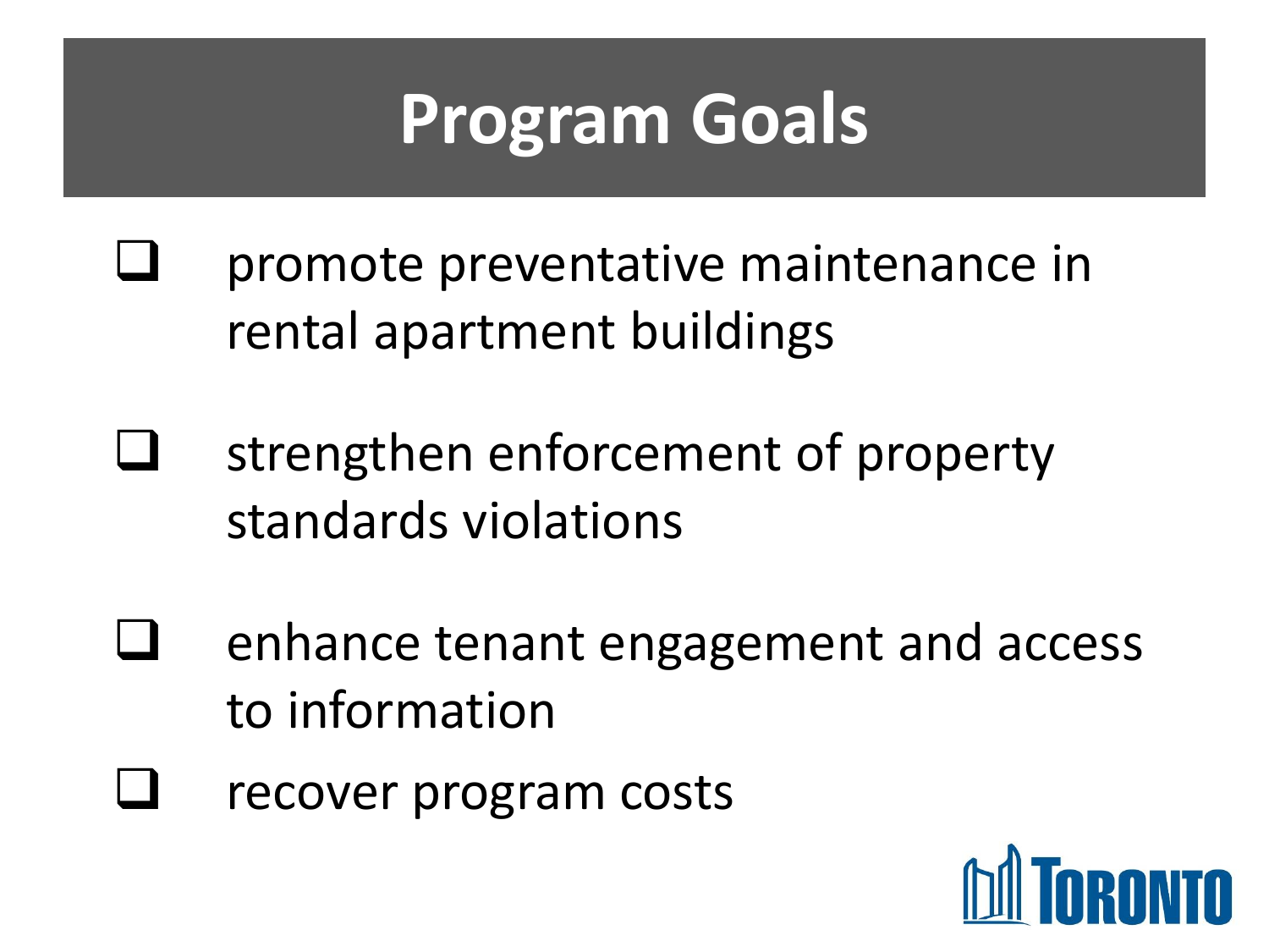# Program Goals

- ❑ promote preventative maintenance in rental apartment buildings
- ❑ strengthen enforcement of property standards violations
- ❑ enhance tenant engagement and access to information
- ❑ recover program costs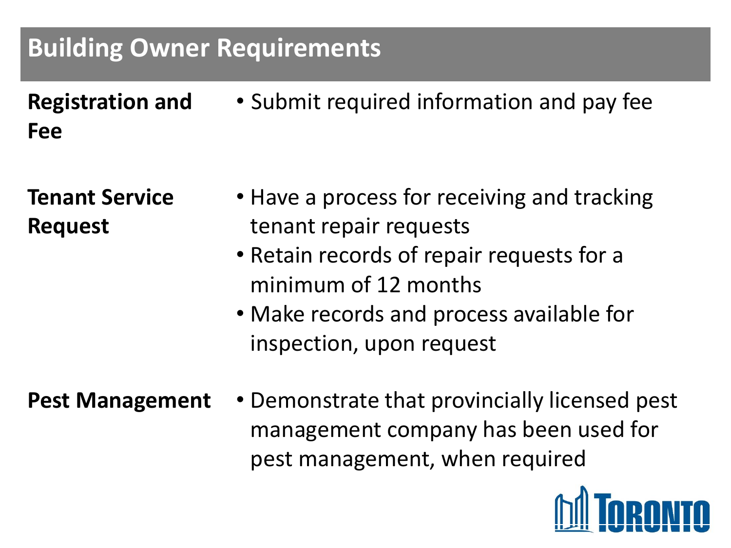## Building Owner Requirements

| | |
|---|---|
| **Registration and Fee** | • Submit required information and pay fee |
| **Tenant Service Request** | • Have a process for receiving and tracking tenant repair requests<br>• Retain records of repair requests for a minimum of 12 months<br>• Make records and process available for inspection, upon request |
| **Pest Management** | • Demonstrate that provincially licensed pest management company has been used for pest management, when required |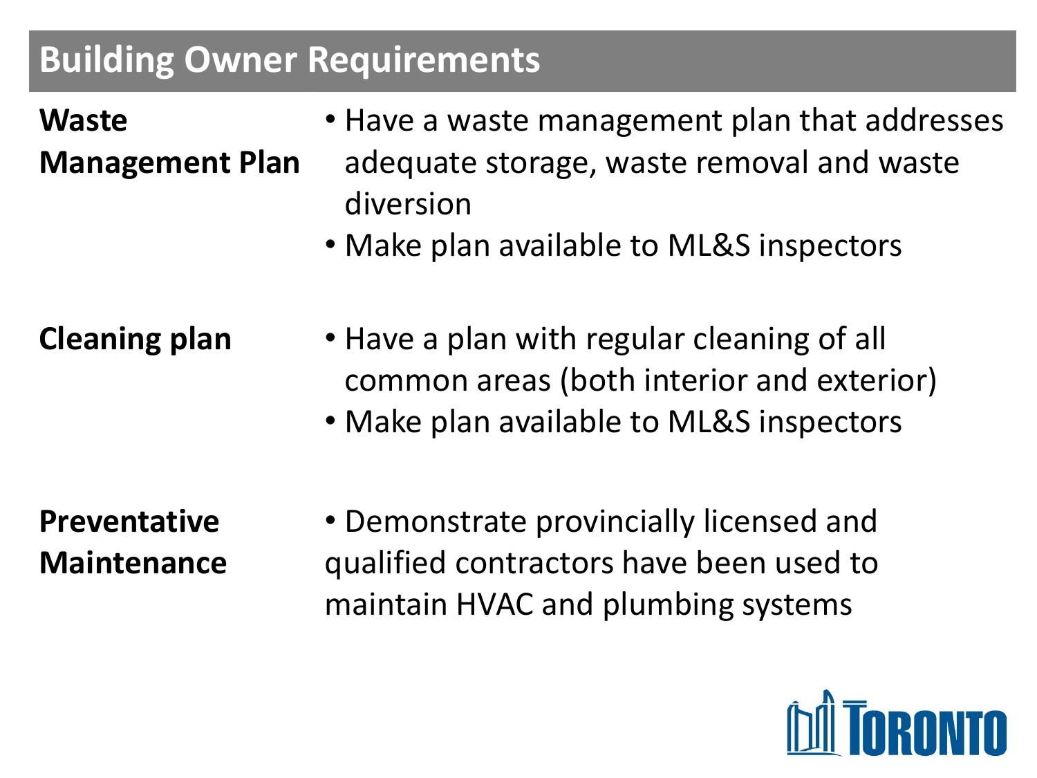## Building Owner Requirements

**Waste Management Plan**

- Have a waste management plan that addresses adequate storage, waste removal and waste diversion
- Make plan available to ML&S inspectors

**Cleaning plan**

- Have a plan with regular cleaning of all common areas (both interior and exterior)
- Make plan available to ML&S inspectors

**Preventative Maintenance**

- Demonstrate provincially licensed and qualified contractors have been used to maintain HVAC and plumbing systems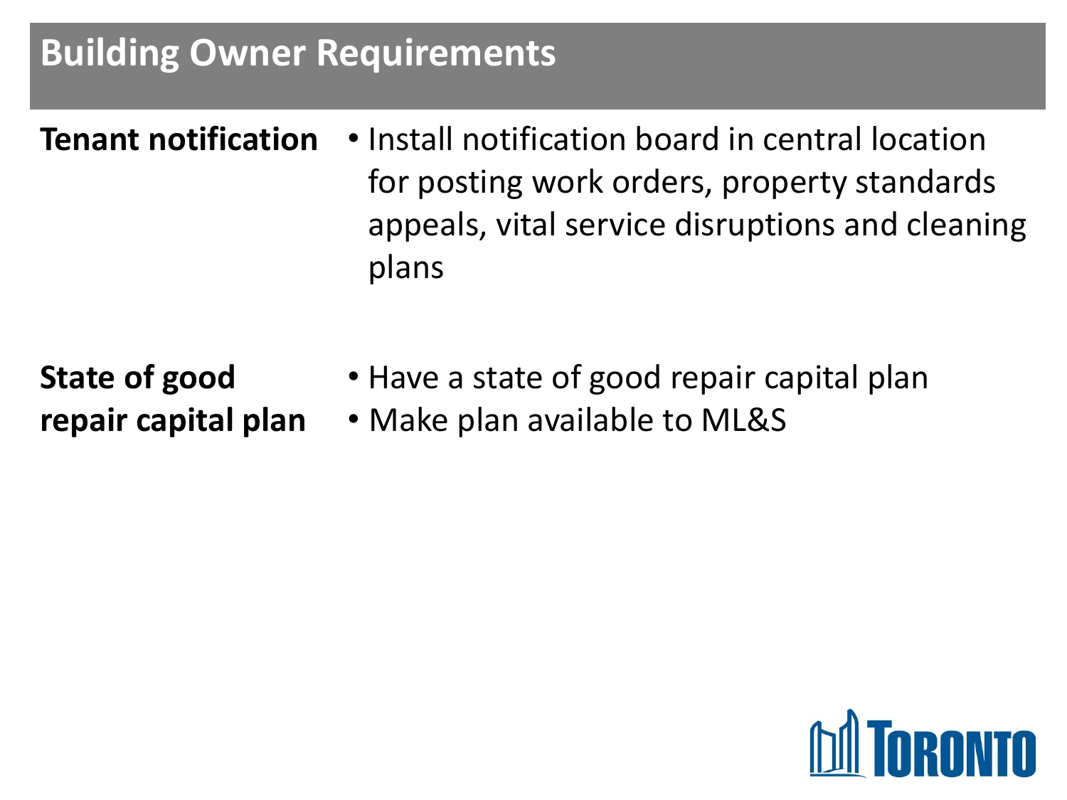## Building Owner Requirements

**Tenant notification**

- Install notification board in central location for posting work orders, property standards appeals, vital service disruptions and cleaning plans

**State of good repair capital plan**

- Have a state of good repair capital plan
- Make plan available to ML&S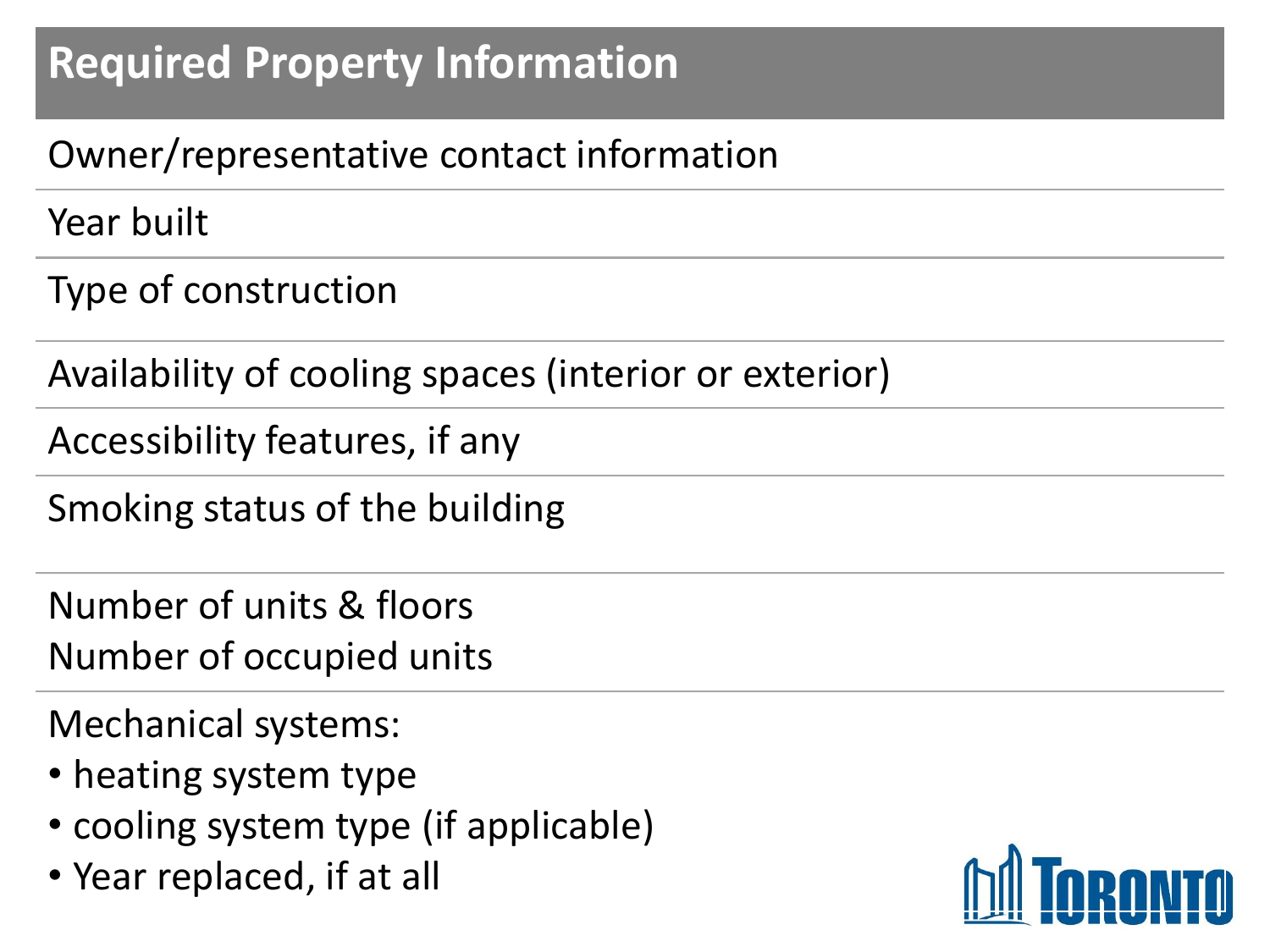## Required Property Information

Owner/representative contact information

Year built

Type of construction

Availability of cooling spaces (interior or exterior)

Accessibility features, if any

Smoking status of the building

Number of units & floors
Number of occupied units

Mechanical systems:

- heating system type
- cooling system type (if applicable)
- Year replaced, if at all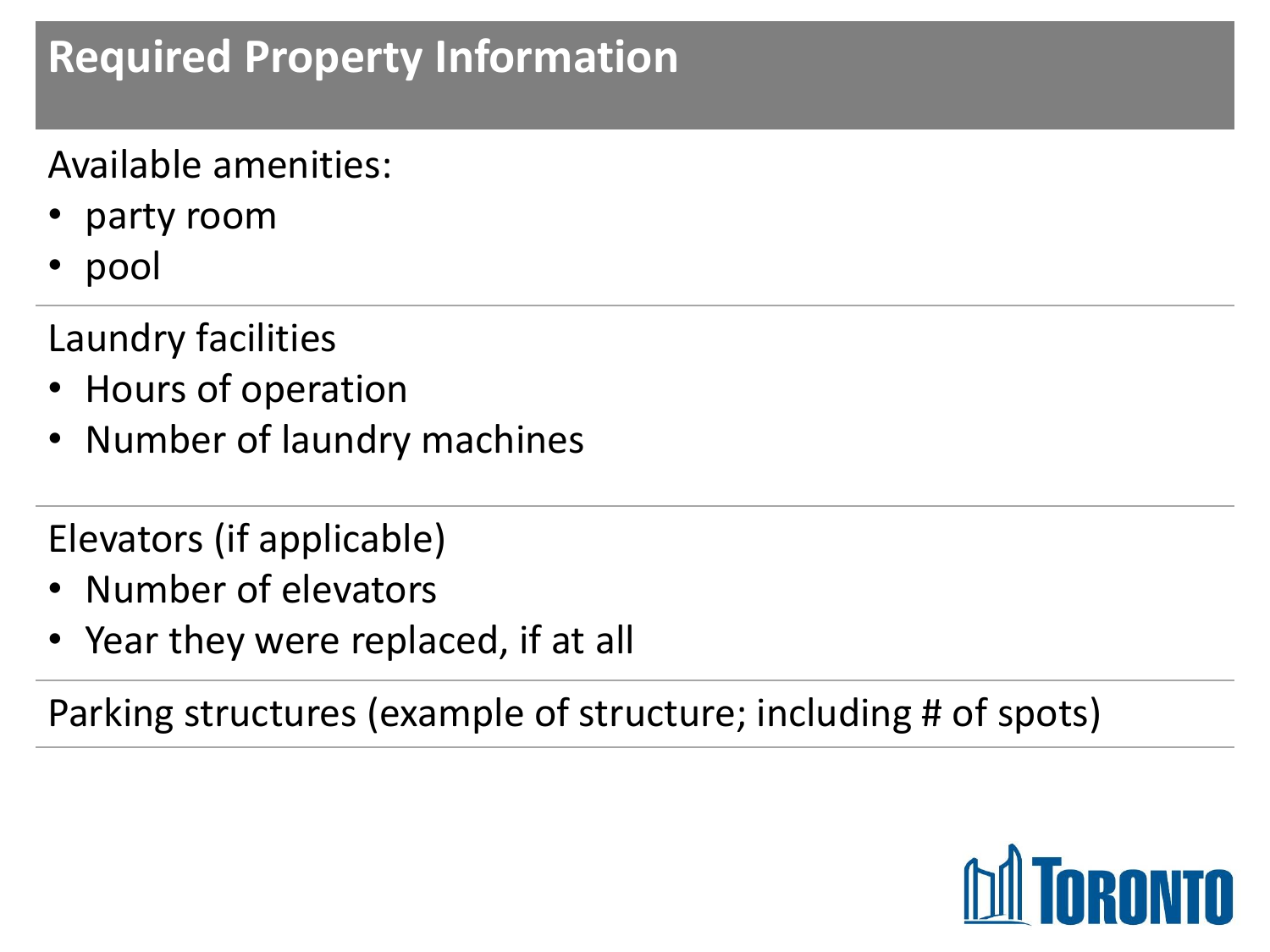# Required Property Information

Available amenities:

- party room
- pool

Laundry facilities

- Hours of operation
- Number of laundry machines

Elevators (if applicable)

- Number of elevators
- Year they were replaced, if at all

Parking structures (example of structure; including # of spots)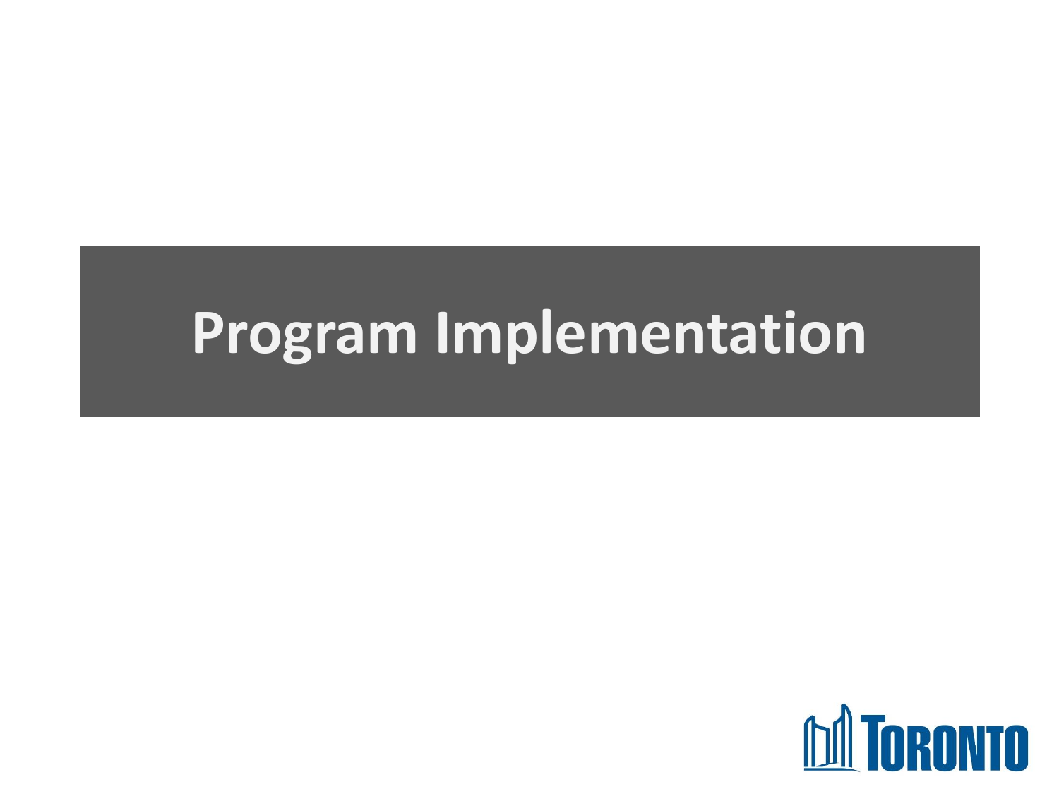# Program Implementation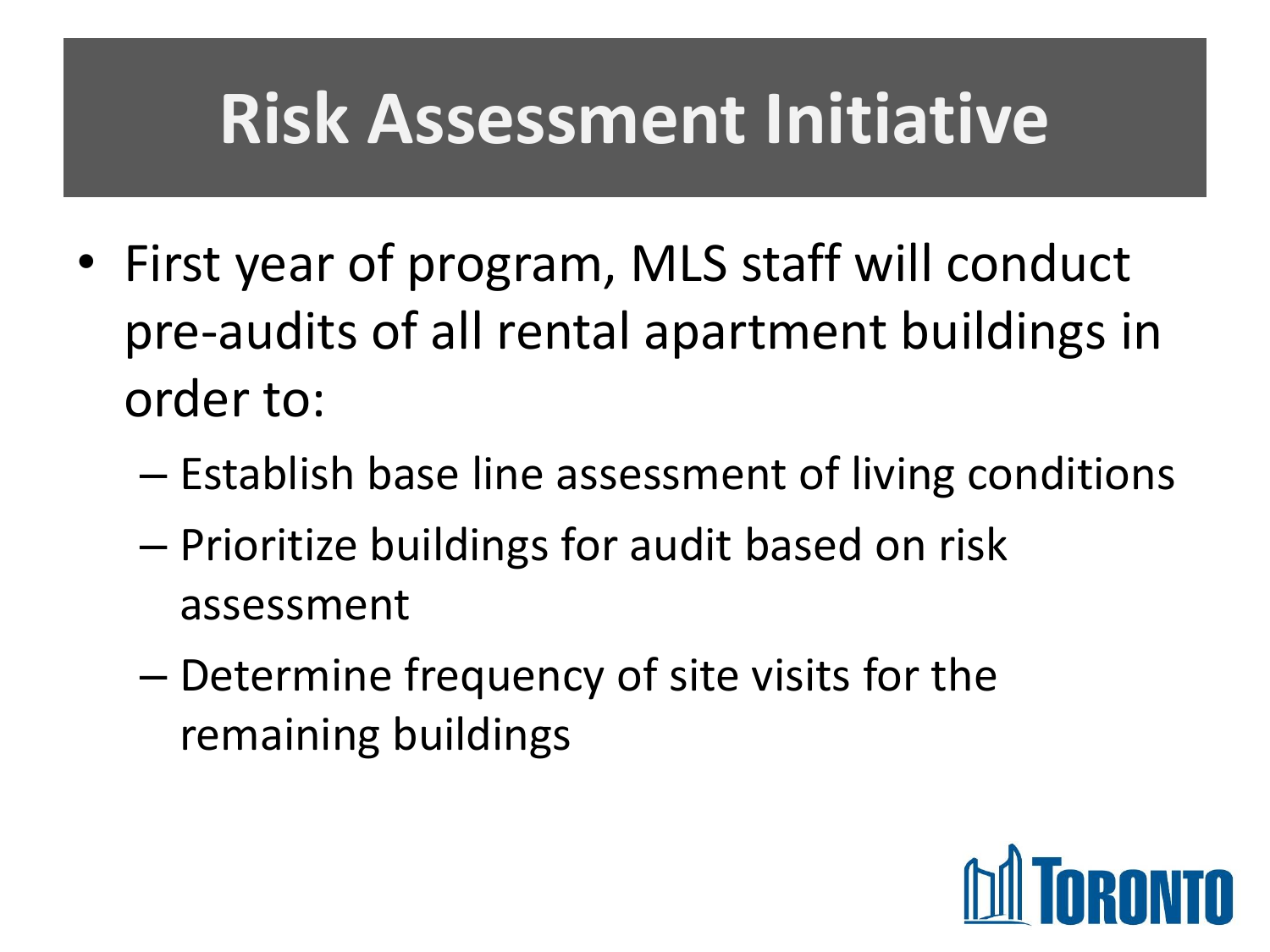# Risk Assessment Initiative

- First year of program, MLS staff will conduct pre-audits of all rental apartment buildings in order to:
  - Establish base line assessment of living conditions
  - Prioritize buildings for audit based on risk assessment
  - Determine frequency of site visits for the remaining buildings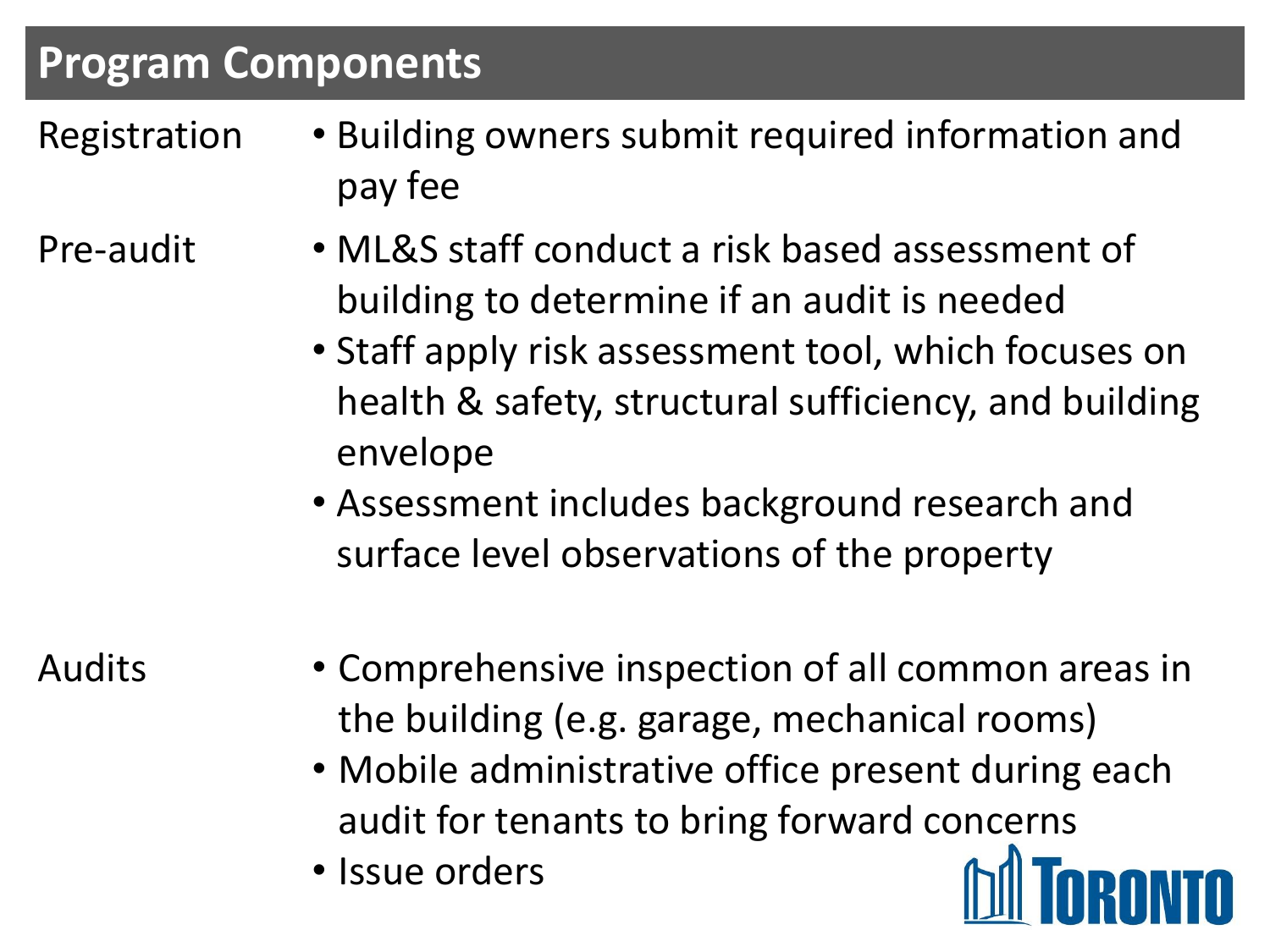# Program Components

**Registration**

- Building owners submit required information and pay fee

**Pre-audit**

- ML&S staff conduct a risk based assessment of building to determine if an audit is needed
- Staff apply risk assessment tool, which focuses on health & safety, structural sufficiency, and building envelope
- Assessment includes background research and surface level observations of the property

**Audits**

- Comprehensive inspection of all common areas in the building (e.g. garage, mechanical rooms)
- Mobile administrative office present during each audit for tenants to bring forward concerns
- Issue orders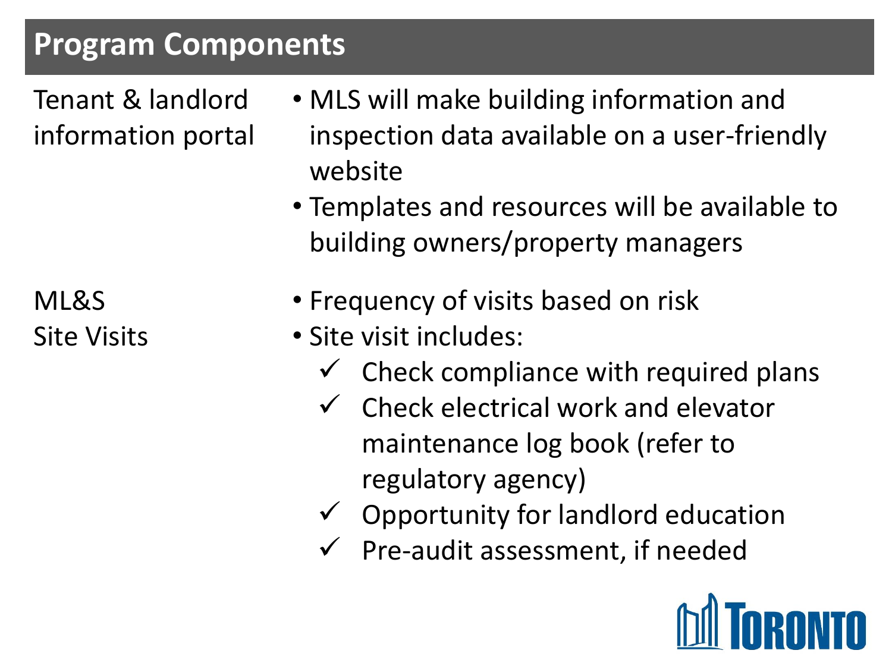## Program Components

| | |
|---|---|
| Tenant & landlord information portal | • MLS will make building information and inspection data available on a user-friendly website<br>• Templates and resources will be available to building owners/property managers |
| ML&S Site Visits | • Frequency of visits based on risk<br>• Site visit includes:<br>✓ Check compliance with required plans<br>✓ Check electrical work and elevator maintenance log book (refer to regulatory agency)<br>✓ Opportunity for landlord education<br>✓ Pre-audit assessment, if needed |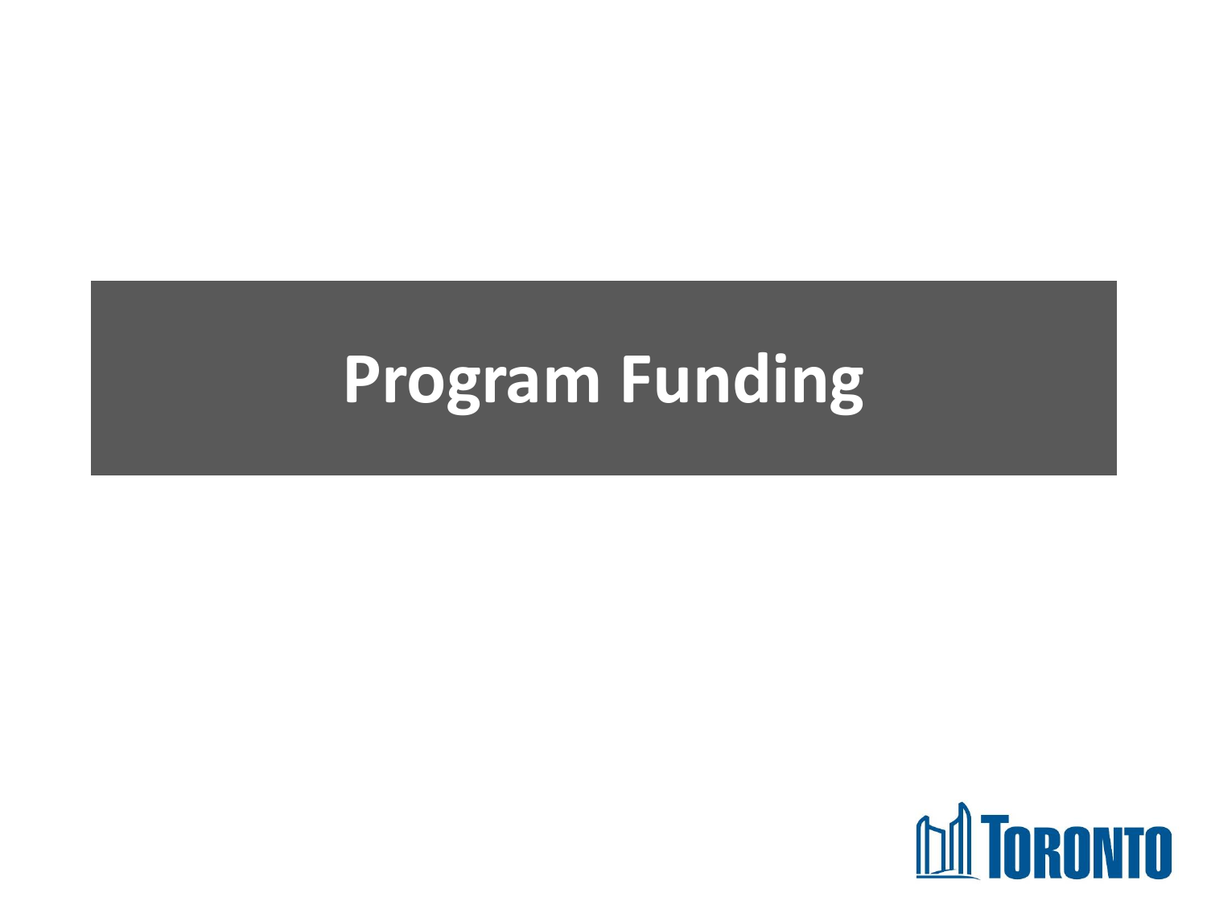# Program Funding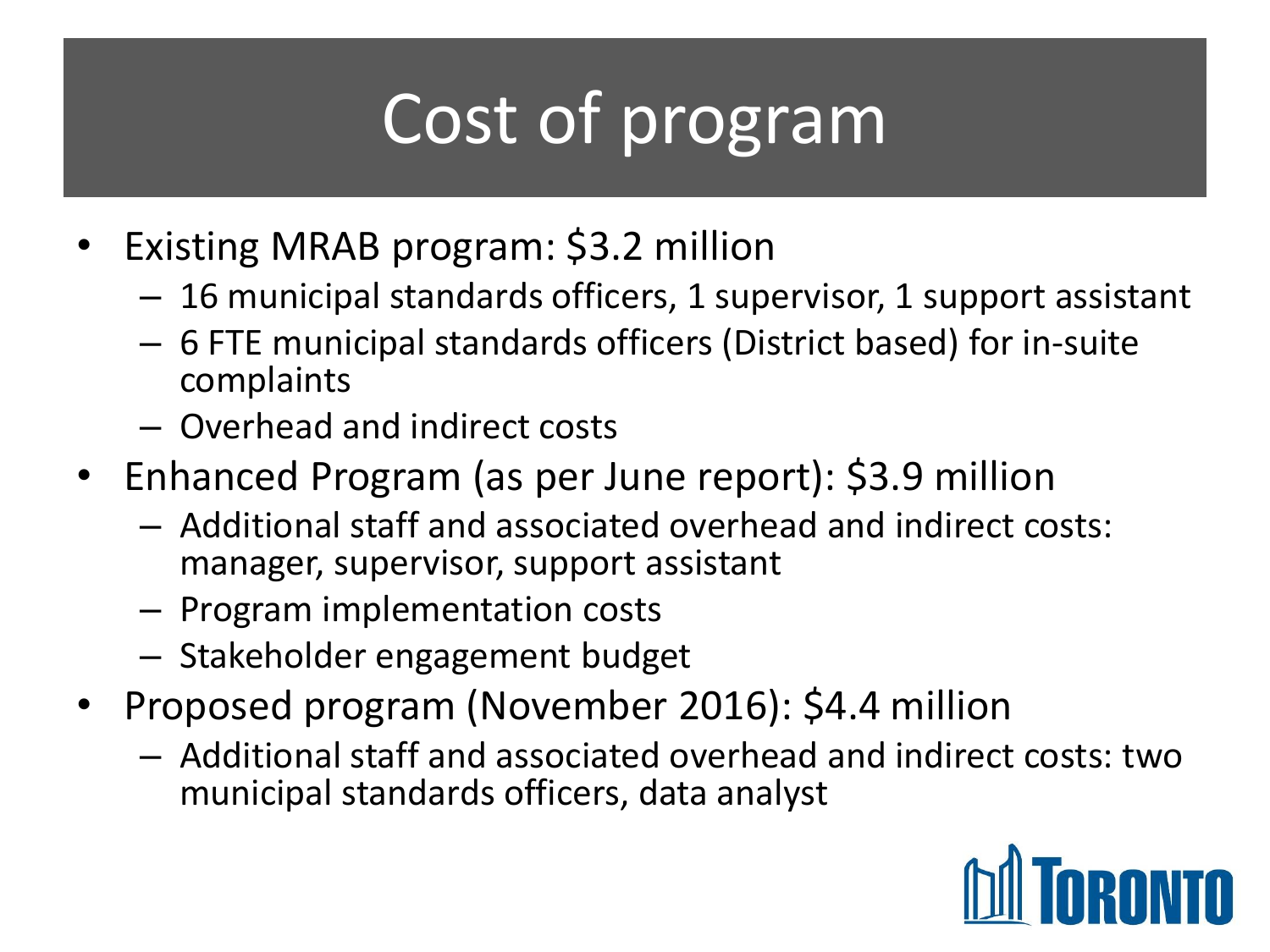# Cost of program

- Existing MRAB program: $3.2 million
  - 16 municipal standards officers, 1 supervisor, 1 support assistant
  - 6 FTE municipal standards officers (District based) for in-suite complaints
  - Overhead and indirect costs
- Enhanced Program (as per June report): $3.9 million
  - Additional staff and associated overhead and indirect costs: manager, supervisor, support assistant
  - Program implementation costs
  - Stakeholder engagement budget
- Proposed program (November 2016): $4.4 million
  - Additional staff and associated overhead and indirect costs: two municipal standards officers, data analyst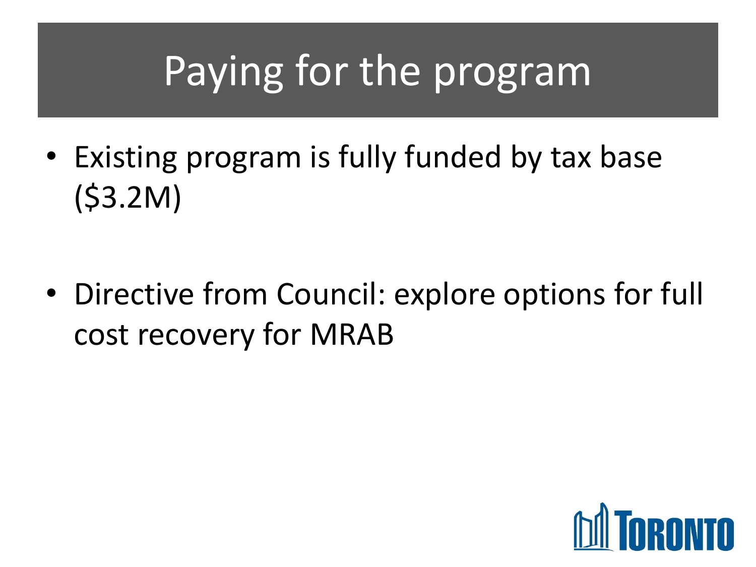# Paying for the program

- Existing program is fully funded by tax base ($3.2M)

- Directive from Council: explore options for full cost recovery for MRAB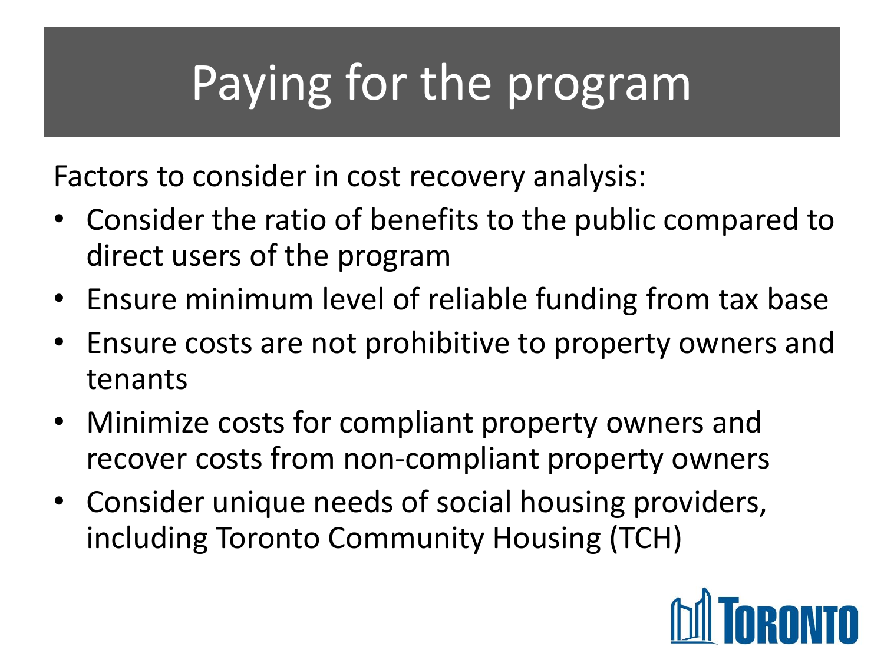# Paying for the program

Factors to consider in cost recovery analysis:

- Consider the ratio of benefits to the public compared to direct users of the program
- Ensure minimum level of reliable funding from tax base
- Ensure costs are not prohibitive to property owners and tenants
- Minimize costs for compliant property owners and recover costs from non-compliant property owners
- Consider unique needs of social housing providers, including Toronto Community Housing (TCH)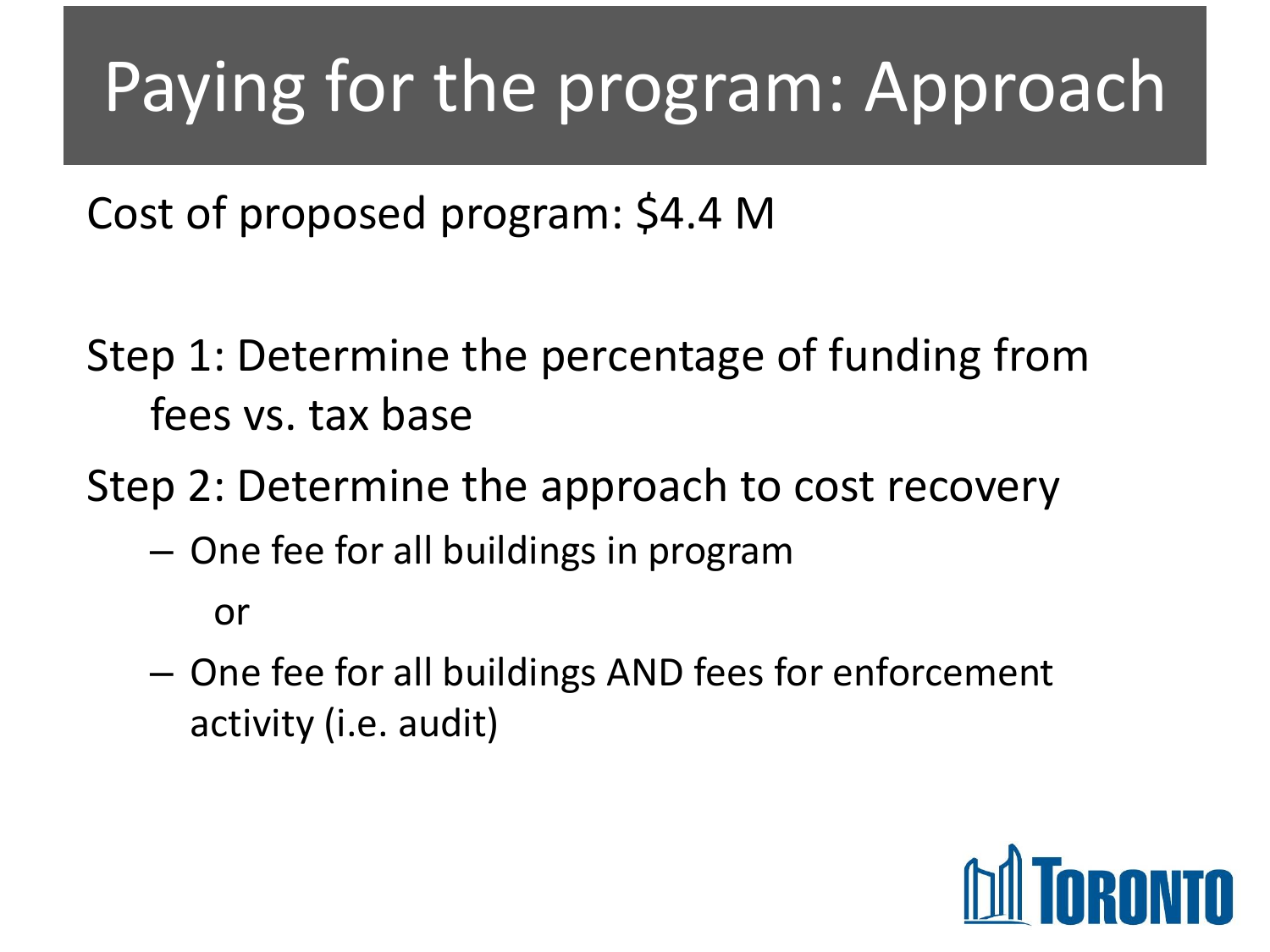# Paying for the program: Approach

Cost of proposed program: $4.4 M

Step 1: Determine the percentage of funding from fees vs. tax base

Step 2: Determine the approach to cost recovery

- One fee for all buildings in program

  or

- One fee for all buildings AND fees for enforcement activity (i.e. audit)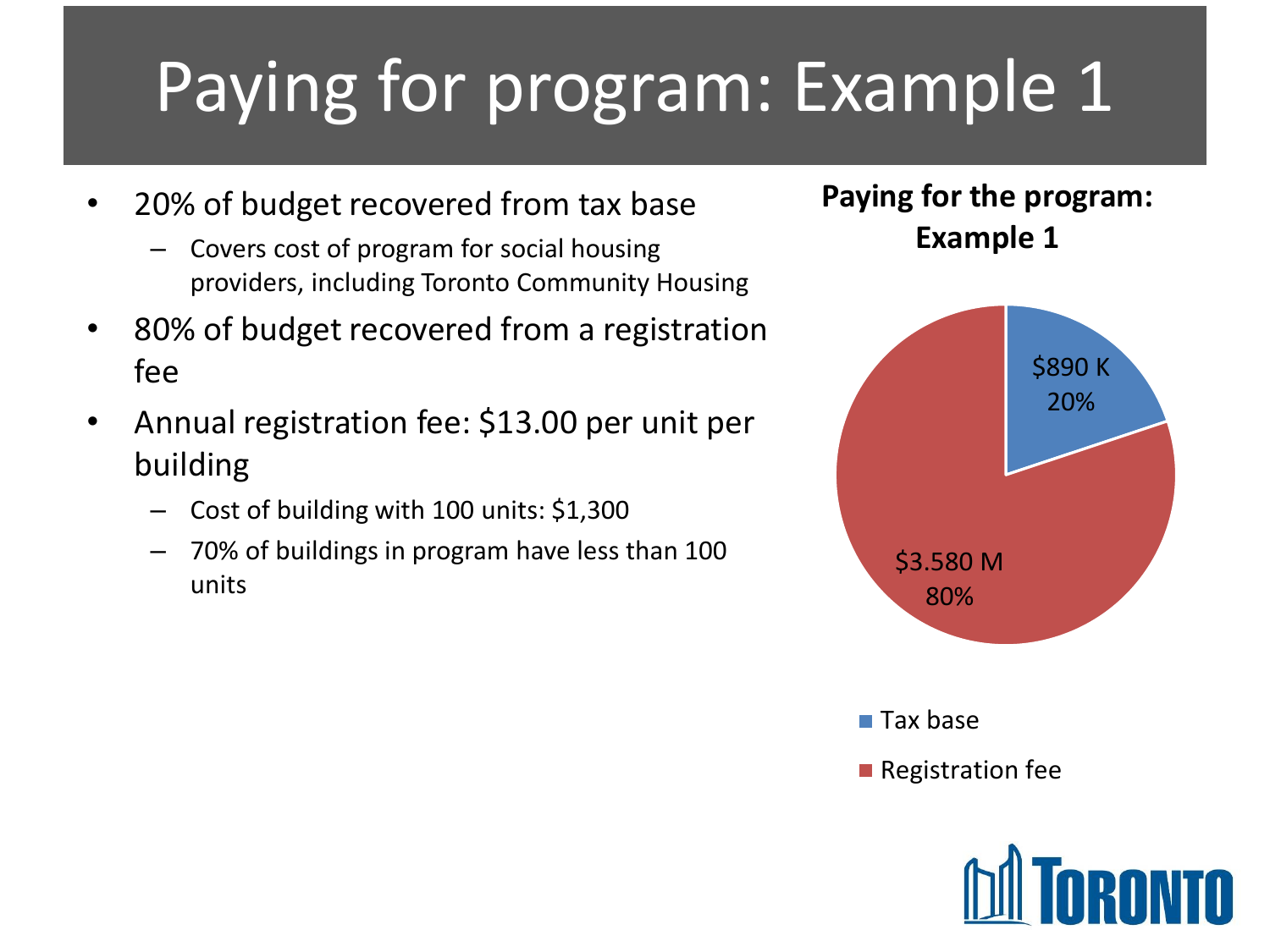# Paying for program: Example 1

- 20% of budget recovered from tax base
  - Covers cost of program for social housing providers, including Toronto Community Housing
- 80% of budget recovered from a registration fee
- Annual registration fee: $13.00 per unit per building
  - Cost of building with 100 units: $1,300
  - 70% of buildings in program have less than 100 units

**Paying for the program: Example 1**

| Source | Amount | Share |
|---|---|---|
| Tax base | $890 K | 20% |
| Registration fee | $3.580 M | 80% |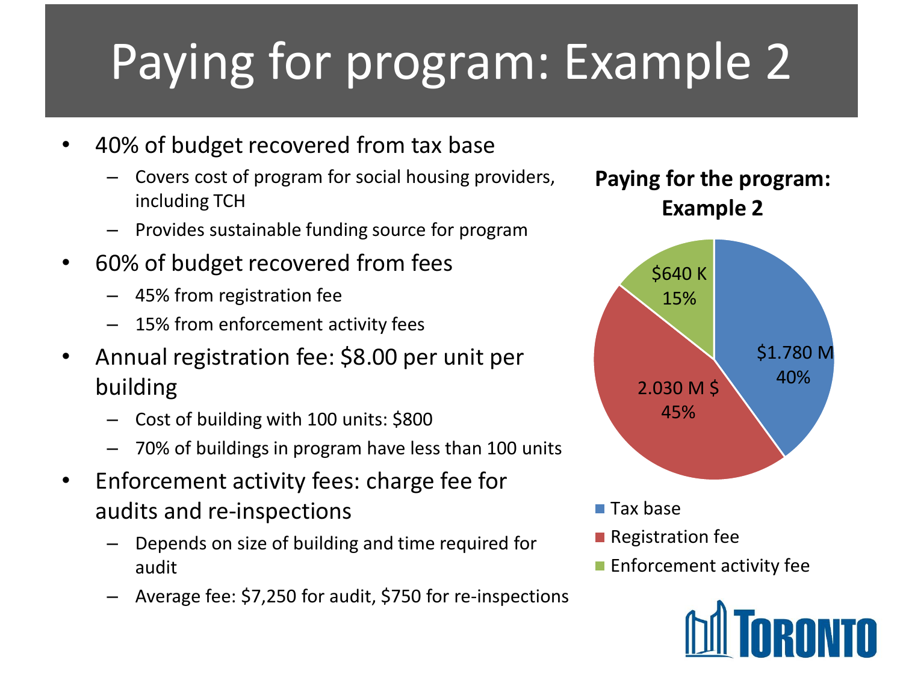# Paying for program: Example 2

- 40% of budget recovered from tax base
  - Covers cost of program for social housing providers, including TCH
  - Provides sustainable funding source for program
- 60% of budget recovered from fees
  - 45% from registration fee
  - 15% from enforcement activity fees
- Annual registration fee: $8.00 per unit per building
  - Cost of building with 100 units: $800
  - 70% of buildings in program have less than 100 units
- Enforcement activity fees: charge fee for audits and re-inspections
  - Depends on size of building and time required for audit
  - Average fee: $7,250 for audit, $750 for re-inspections

**Paying for the program: Example 2**

| Source | Amount | Share |
|---|---|---|
| Tax base | $1.780 M | 40% |
| Registration fee | 2.030 M $ | 45% |
| Enforcement activity fee | $640 K | 15% |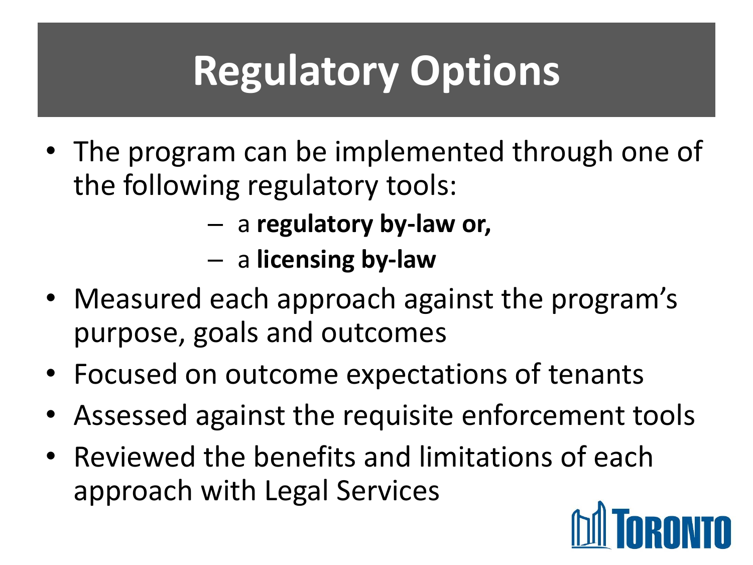# Regulatory Options

- The program can be implemented through one of the following regulatory tools:
  - a **regulatory by-law or,**
  - a **licensing by-law**
- Measured each approach against the program's purpose, goals and outcomes
- Focused on outcome expectations of tenants
- Assessed against the requisite enforcement tools
- Reviewed the benefits and limitations of each approach with Legal Services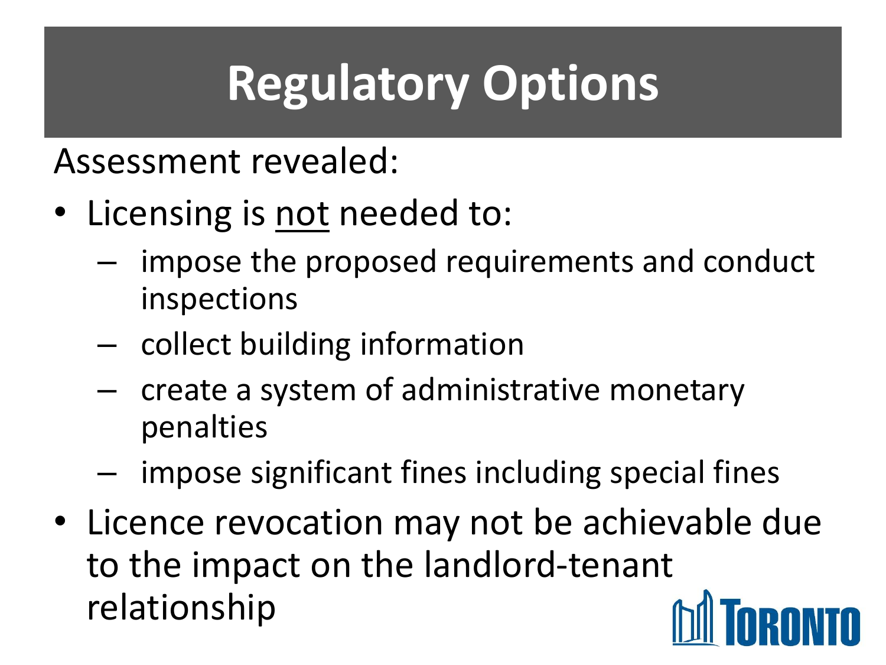# Regulatory Options

Assessment revealed:

- Licensing is <u>not</u> needed to:
  - impose the proposed requirements and conduct inspections
  - collect building information
  - create a system of administrative monetary penalties
  - impose significant fines including special fines
- Licence revocation may not be achievable due to the impact on the landlord-tenant relationship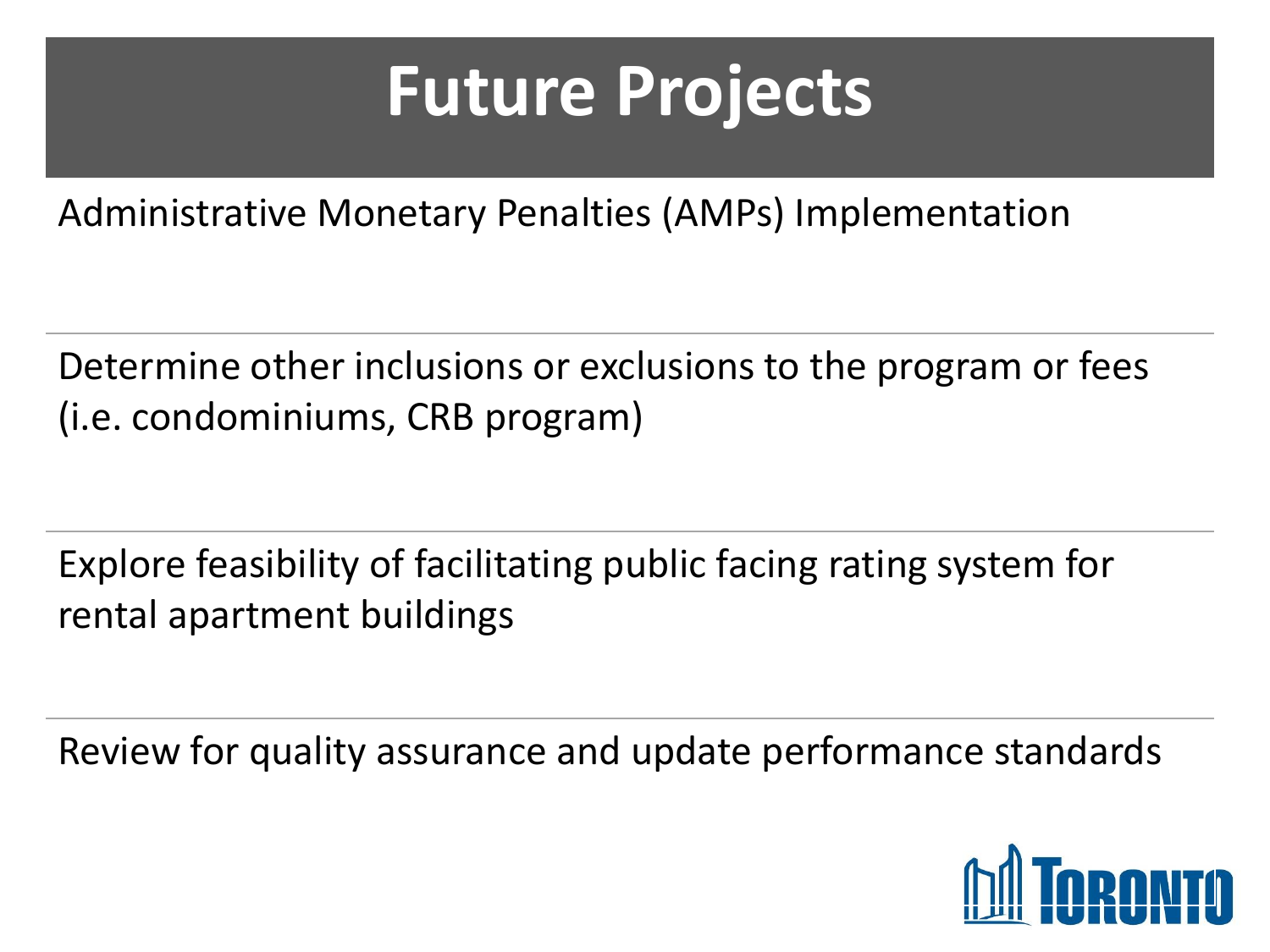# Future Projects

Administrative Monetary Penalties (AMPs) Implementation

Determine other inclusions or exclusions to the program or fees (i.e. condominiums, CRB program)

Explore feasibility of facilitating public facing rating system for rental apartment buildings

Review for quality assurance and update performance standards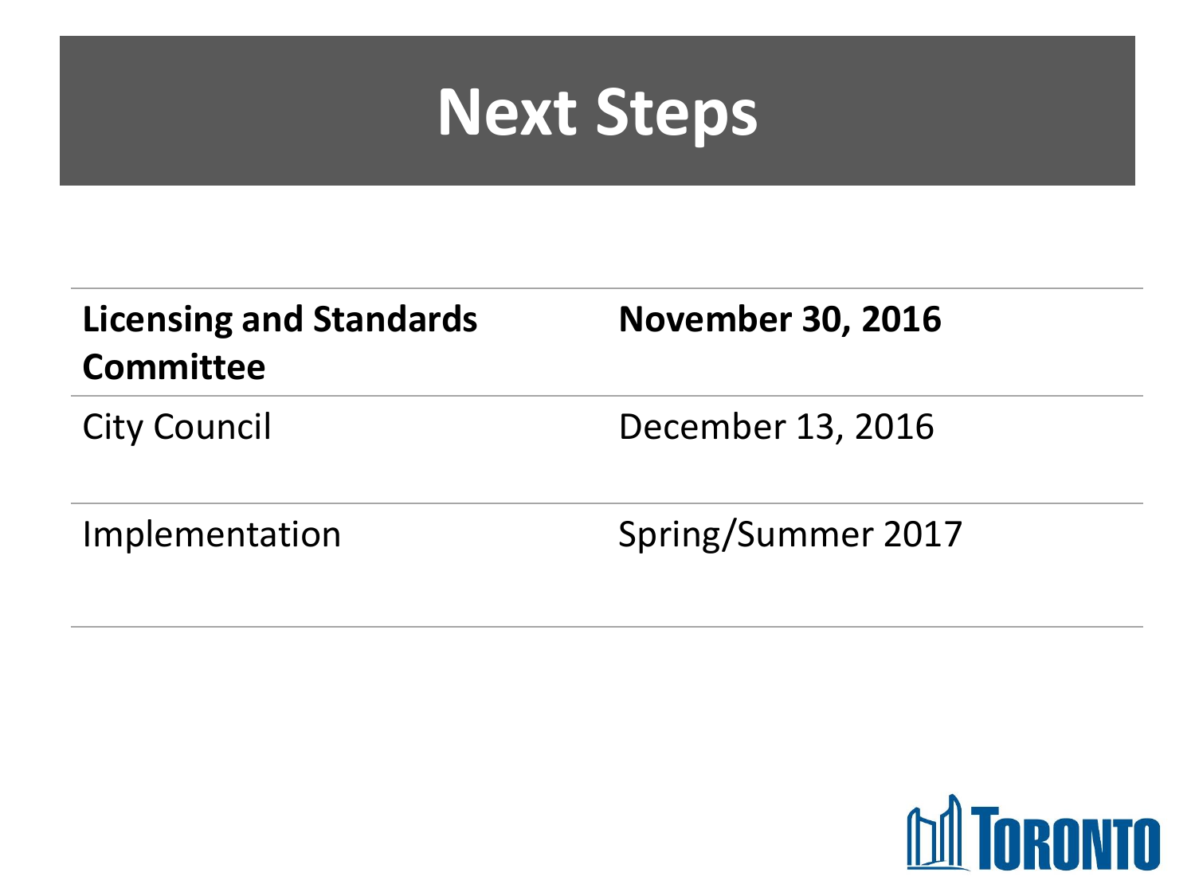# Next Steps

| | |
|---|---|
| **Licensing and Standards Committee** | **November 30, 2016** |
| City Council | December 13, 2016 |
| Implementation | Spring/Summer 2017 |